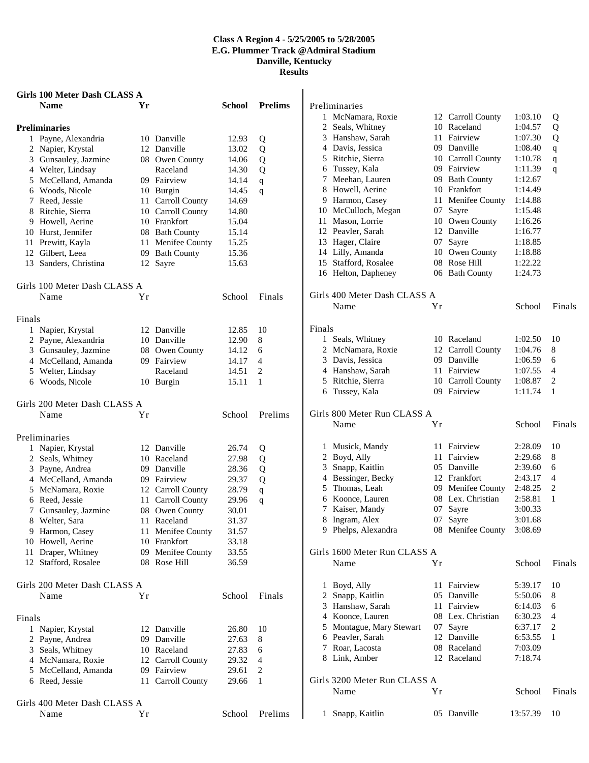**Class A Region 4 - 5/25/2005 to 5/28/2005**
**E.G. Plummer Track @Admiral Stadium**
**Danville, Kentucky**
**Results**

### Girls 100 Meter Dash CLASS A

**Preliminaries**

| | Name | Yr | School | Prelims | |
|---|---|---|---|---|---|
| 1 | Payne, Alexandria | 10 | Danville | 12.93 | Q |
| 2 | Napier, Krystal | 12 | Danville | 13.02 | Q |
| 3 | Gunsauley, Jazmine | 08 | Owen County | 14.06 | Q |
| 4 | Welter, Lindsay | | Raceland | 14.30 | Q |
| 5 | McCelland, Amanda | 09 | Fairview | 14.14 | q |
| 6 | Woods, Nicole | 10 | Burgin | 14.45 | q |
| 7 | Reed, Jessie | 11 | Carroll County | 14.69 | |
| 8 | Ritchie, Sierra | 10 | Carroll County | 14.80 | |
| 9 | Howell, Aerine | 10 | Frankfort | 15.04 | |
| 10 | Hurst, Jennifer | 08 | Bath County | 15.14 | |
| 11 | Prewitt, Kayla | 11 | Menifee County | 15.25 | |
| 12 | Gilbert, Leea | 09 | Bath County | 15.36 | |
| 13 | Sanders, Christina | 12 | Sayre | 15.63 | |

### Girls 100 Meter Dash CLASS A

**Finals**

| | Name | Yr | School | Finals | |
|---|---|---|---|---|---|
| 1 | Napier, Krystal | 12 | Danville | 12.85 | 10 |
| 2 | Payne, Alexandria | 10 | Danville | 12.90 | 8 |
| 3 | Gunsauley, Jazmine | 08 | Owen County | 14.12 | 6 |
| 4 | McCelland, Amanda | 09 | Fairview | 14.17 | 4 |
| 5 | Welter, Lindsay | | Raceland | 14.51 | 2 |
| 6 | Woods, Nicole | 10 | Burgin | 15.11 | 1 |

### Girls 200 Meter Dash CLASS A

**Preliminaries**

| | Name | Yr | School | Prelims | |
|---|---|---|---|---|---|
| 1 | Napier, Krystal | 12 | Danville | 26.74 | Q |
| 2 | Seals, Whitney | 10 | Raceland | 27.98 | Q |
| 3 | Payne, Andrea | 09 | Danville | 28.36 | Q |
| 4 | McCelland, Amanda | 09 | Fairview | 29.37 | Q |
| 5 | McNamara, Roxie | 12 | Carroll County | 28.79 | q |
| 6 | Reed, Jessie | 11 | Carroll County | 29.96 | q |
| 7 | Gunsauley, Jazmine | 08 | Owen County | 30.01 | |
| 8 | Welter, Sara | 11 | Raceland | 31.37 | |
| 9 | Harmon, Casey | 11 | Menifee County | 31.57 | |
| 10 | Howell, Aerine | 10 | Frankfort | 33.18 | |
| 11 | Draper, Whitney | 09 | Menifee County | 33.55 | |
| 12 | Stafford, Rosalee | 08 | Rose Hill | 36.59 | |

### Girls 200 Meter Dash CLASS A

**Finals**

| | Name | Yr | School | Finals | |
|---|---|---|---|---|---|
| 1 | Napier, Krystal | 12 | Danville | 26.80 | 10 |
| 2 | Payne, Andrea | 09 | Danville | 27.63 | 8 |
| 3 | Seals, Whitney | 10 | Raceland | 27.83 | 6 |
| 4 | McNamara, Roxie | 12 | Carroll County | 29.32 | 4 |
| 5 | McCelland, Amanda | 09 | Fairview | 29.61 | 2 |
| 6 | Reed, Jessie | 11 | Carroll County | 29.66 | 1 |

### Girls 400 Meter Dash CLASS A

**Preliminaries**

| | Name | Yr | School | Prelims | |
|---|---|---|---|---|---|
| 1 | McNamara, Roxie | 12 | Carroll County | 1:03.10 | Q |
| 2 | Seals, Whitney | 10 | Raceland | 1:04.57 | Q |
| 3 | Hanshaw, Sarah | 11 | Fairview | 1:07.30 | Q |
| 4 | Davis, Jessica | 09 | Danville | 1:08.40 | q |
| 5 | Ritchie, Sierra | 10 | Carroll County | 1:10.78 | q |
| 6 | Tussey, Kala | 09 | Fairview | 1:11.39 | q |
| 7 | Meehan, Lauren | 09 | Bath County | 1:12.67 | |
| 8 | Howell, Aerine | 10 | Frankfort | 1:14.49 | |
| 9 | Harmon, Casey | 11 | Menifee County | 1:14.88 | |
| 10 | McCulloch, Megan | 07 | Sayre | 1:15.48 | |
| 11 | Mason, Lorrie | 10 | Owen County | 1:16.26 | |
| 12 | Peavler, Sarah | 12 | Danville | 1:16.77 | |
| 13 | Hager, Claire | 07 | Sayre | 1:18.85 | |
| 14 | Lilly, Amanda | 10 | Owen County | 1:18.88 | |
| 15 | Stafford, Rosalee | 08 | Rose Hill | 1:22.22 | |
| 16 | Helton, Dapheney | 06 | Bath County | 1:24.73 | |

### Girls 400 Meter Dash CLASS A

**Finals**

| | Name | Yr | School | Finals | |
|---|---|---|---|---|---|
| 1 | Seals, Whitney | 10 | Raceland | 1:02.50 | 10 |
| 2 | McNamara, Roxie | 12 | Carroll County | 1:04.76 | 8 |
| 3 | Davis, Jessica | 09 | Danville | 1:06.59 | 6 |
| 4 | Hanshaw, Sarah | 11 | Fairview | 1:07.55 | 4 |
| 5 | Ritchie, Sierra | 10 | Carroll County | 1:08.87 | 2 |
| 6 | Tussey, Kala | 09 | Fairview | 1:11.74 | 1 |

### Girls 800 Meter Run CLASS A

| | Name | Yr | School | Finals | |
|---|---|---|---|---|---|
| 1 | Musick, Mandy | 11 | Fairview | 2:28.09 | 10 |
| 2 | Boyd, Ally | 11 | Fairview | 2:29.68 | 8 |
| 3 | Snapp, Kaitlin | 05 | Danville | 2:39.60 | 6 |
| 4 | Bessinger, Becky | 12 | Frankfort | 2:43.17 | 4 |
| 5 | Thomas, Leah | 09 | Menifee County | 2:48.25 | 2 |
| 6 | Koonce, Lauren | 08 | Lex. Christian | 2:58.81 | 1 |
| 7 | Kaiser, Mandy | 07 | Sayre | 3:00.33 | |
| 8 | Ingram, Alex | 07 | Sayre | 3:01.68 | |
| 9 | Phelps, Alexandra | 08 | Menifee County | 3:08.69 | |

### Girls 1600 Meter Run CLASS A

| | Name | Yr | School | Finals | |
|---|---|---|---|---|---|
| 1 | Boyd, Ally | 11 | Fairview | 5:39.17 | 10 |
| 2 | Snapp, Kaitlin | 05 | Danville | 5:50.06 | 8 |
| 3 | Hanshaw, Sarah | 11 | Fairview | 6:14.03 | 6 |
| 4 | Koonce, Lauren | 08 | Lex. Christian | 6:30.23 | 4 |
| 5 | Montague, Mary Stewart | 07 | Sayre | 6:37.17 | 2 |
| 6 | Peavler, Sarah | 12 | Danville | 6:53.55 | 1 |
| 7 | Roar, Lacosta | 08 | Raceland | 7:03.09 | |
| 8 | Link, Amber | 12 | Raceland | 7:18.74 | |

### Girls 3200 Meter Run CLASS A

| | Name | Yr | School | Finals | |
|---|---|---|---|---|---|
| 1 | Snapp, Kaitlin | 05 | Danville | 13:57.39 | 10 |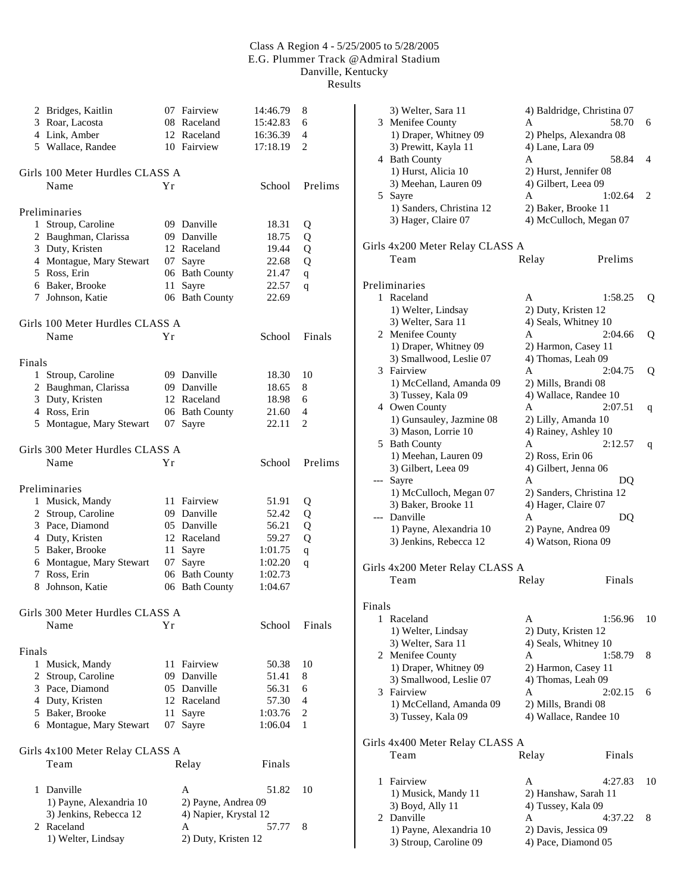Class A Region 4 - 5/25/2005 to 5/28/2005
E.G. Plummer Track @Admiral Stadium
Danville, Kentucky
Results

| Place | Name | Yr | School | Time | Points |
|---|---|---|---|---|---|
| 2 | Bridges, Kaitlin | 07 | Fairview | 14:46.79 | 8 |
| 3 | Roar, Lacosta | 08 | Raceland | 15:42.83 | 6 |
| 4 | Link, Amber | 12 | Raceland | 16:36.39 | 4 |
| 5 | Wallace, Randee | 10 | Fairview | 17:18.19 | 2 |

## Girls 100 Meter Hurdles CLASS A

Preliminaries

| Place | Name | Yr | School | Prelims | |
|---|---|---|---|---|---|
| 1 | Stroup, Caroline | 09 | Danville | 18.31 | Q |
| 2 | Baughman, Clarissa | 09 | Danville | 18.75 | Q |
| 3 | Duty, Kristen | 12 | Raceland | 19.44 | Q |
| 4 | Montague, Mary Stewart | 07 | Sayre | 22.68 | Q |
| 5 | Ross, Erin | 06 | Bath County | 21.47 | q |
| 6 | Baker, Brooke | 11 | Sayre | 22.57 | q |
| 7 | Johnson, Katie | 06 | Bath County | 22.69 | |

## Girls 100 Meter Hurdles CLASS A

Finals

| Place | Name | Yr | School | Finals | Points |
|---|---|---|---|---|---|
| 1 | Stroup, Caroline | 09 | Danville | 18.30 | 10 |
| 2 | Baughman, Clarissa | 09 | Danville | 18.65 | 8 |
| 3 | Duty, Kristen | 12 | Raceland | 18.98 | 6 |
| 4 | Ross, Erin | 06 | Bath County | 21.60 | 4 |
| 5 | Montague, Mary Stewart | 07 | Sayre | 22.11 | 2 |

## Girls 300 Meter Hurdles CLASS A

Preliminaries

| Place | Name | Yr | School | Prelims | |
|---|---|---|---|---|---|
| 1 | Musick, Mandy | 11 | Fairview | 51.91 | Q |
| 2 | Stroup, Caroline | 09 | Danville | 52.42 | Q |
| 3 | Pace, Diamond | 05 | Danville | 56.21 | Q |
| 4 | Duty, Kristen | 12 | Raceland | 59.27 | Q |
| 5 | Baker, Brooke | 11 | Sayre | 1:01.75 | q |
| 6 | Montague, Mary Stewart | 07 | Sayre | 1:02.20 | q |
| 7 | Ross, Erin | 06 | Bath County | 1:02.73 | |
| 8 | Johnson, Katie | 06 | Bath County | 1:04.67 | |

## Girls 300 Meter Hurdles CLASS A

Finals

| Place | Name | Yr | School | Finals | Points |
|---|---|---|---|---|---|
| 1 | Musick, Mandy | 11 | Fairview | 50.38 | 10 |
| 2 | Stroup, Caroline | 09 | Danville | 51.41 | 8 |
| 3 | Pace, Diamond | 05 | Danville | 56.31 | 6 |
| 4 | Duty, Kristen | 12 | Raceland | 57.30 | 4 |
| 5 | Baker, Brooke | 11 | Sayre | 1:03.76 | 2 |
| 6 | Montague, Mary Stewart | 07 | Sayre | 1:06.04 | 1 |

## Girls 4x100 Meter Relay CLASS A

| Place | Team | Relay | Finals | Points |
|---|---|---|---|---|
| 1 | Danville | A | 51.82 | 10 |
| | 1) Payne, Alexandria 10 | 2) Payne, Andrea 09 | | |
| | 3) Jenkins, Rebecca 12 | 4) Napier, Krystal 12 | | |
| 2 | Raceland | A | 57.77 | 8 |
| | 1) Welter, Lindsay | 2) Duty, Kristen 12 | | |
| | 3) Welter, Sara 11 | 4) Baldridge, Christina 07 | | |
| 3 | Menifee County | A | 58.70 | 6 |
| | 1) Draper, Whitney 09 | 2) Phelps, Alexandra 08 | | |
| | 3) Prewitt, Kayla 11 | 4) Lane, Lara 09 | | |
| 4 | Bath County | A | 58.84 | 4 |
| | 1) Hurst, Alicia 10 | 2) Hurst, Jennifer 08 | | |
| | 3) Meehan, Lauren 09 | 4) Gilbert, Leea 09 | | |
| 5 | Sayre | A | 1:02.64 | 2 |
| | 1) Sanders, Christina 12 | 2) Baker, Brooke 11 | | |
| | 3) Hager, Claire 07 | 4) McCulloch, Megan 07 | | |

## Girls 4x200 Meter Relay CLASS A

Preliminaries

| Place | Team | Relay | Prelims | |
|---|---|---|---|---|
| 1 | Raceland | A | 1:58.25 | Q |
| | 1) Welter, Lindsay | 2) Duty, Kristen 12 | | |
| | 3) Welter, Sara 11 | 4) Seals, Whitney 10 | | |
| 2 | Menifee County | A | 2:04.66 | Q |
| | 1) Draper, Whitney 09 | 2) Harmon, Casey 11 | | |
| | 3) Smallwood, Leslie 07 | 4) Thomas, Leah 09 | | |
| 3 | Fairview | A | 2:04.75 | Q |
| | 1) McCelland, Amanda 09 | 2) Mills, Brandi 08 | | |
| | 3) Tussey, Kala 09 | 4) Wallace, Randee 10 | | |
| 4 | Owen County | A | 2:07.51 | q |
| | 1) Gunsauley, Jazmine 08 | 2) Lilly, Amanda 10 | | |
| | 3) Mason, Lorrie 10 | 4) Rainey, Ashley 10 | | |
| 5 | Bath County | A | 2:12.57 | q |
| | 1) Meehan, Lauren 09 | 2) Ross, Erin 06 | | |
| | 3) Gilbert, Leea 09 | 4) Gilbert, Jenna 06 | | |
| --- | Sayre | A | DQ | |
| | 1) McCulloch, Megan 07 | 2) Sanders, Christina 12 | | |
| | 3) Baker, Brooke 11 | 4) Hager, Claire 07 | | |
| --- | Danville | A | DQ | |
| | 1) Payne, Alexandria 10 | 2) Payne, Andrea 09 | | |
| | 3) Jenkins, Rebecca 12 | 4) Watson, Riona 09 | | |

## Girls 4x200 Meter Relay CLASS A

Finals

| Place | Team | Relay | Finals | Points |
|---|---|---|---|---|
| 1 | Raceland | A | 1:56.96 | 10 |
| | 1) Welter, Lindsay | 2) Duty, Kristen 12 | | |
| | 3) Welter, Sara 11 | 4) Seals, Whitney 10 | | |
| 2 | Menifee County | A | 1:58.79 | 8 |
| | 1) Draper, Whitney 09 | 2) Harmon, Casey 11 | | |
| | 3) Smallwood, Leslie 07 | 4) Thomas, Leah 09 | | |
| 3 | Fairview | A | 2:02.15 | 6 |
| | 1) McCelland, Amanda 09 | 2) Mills, Brandi 08 | | |
| | 3) Tussey, Kala 09 | 4) Wallace, Randee 10 | | |

## Girls 4x400 Meter Relay CLASS A

| Place | Team | Relay | Finals | Points |
|---|---|---|---|---|
| 1 | Fairview | A | 4:27.83 | 10 |
| | 1) Musick, Mandy 11 | 2) Hanshaw, Sarah 11 | | |
| | 3) Boyd, Ally 11 | 4) Tussey, Kala 09 | | |
| 2 | Danville | A | 4:37.22 | 8 |
| | 1) Payne, Alexandria 10 | 2) Davis, Jessica 09 | | |
| | 3) Stroup, Caroline 09 | 4) Pace, Diamond 05 | | |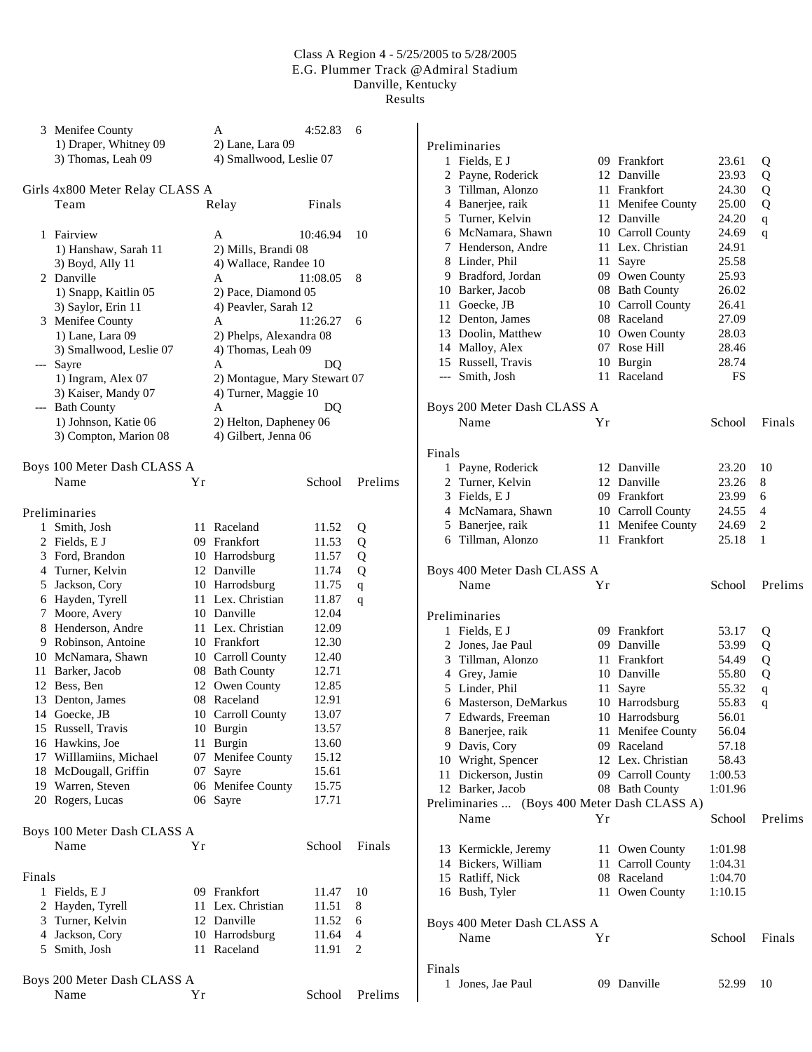# Class A Region 4 - 5/25/2005 to 5/28/2005
## E.G. Plummer Track @Admiral Stadium
## Danville, Kentucky
## Results

| | Team | Relay | Finals | Points |
|---|---|---|---|---|
| 3 | Menifee County | A | 4:52.83 | 6 |
| | 1) Draper, Whitney 09 | 2) Lane, Lara 09 | | |
| | 3) Thomas, Leah 09 | 4) Smallwood, Leslie 07 | | |

### Girls 4x800 Meter Relay CLASS A

| | Team | Relay | Finals | Points |
|---|---|---|---|---|
| 1 | Fairview | A | 10:46.94 | 10 |
| | 1) Hanshaw, Sarah 11 | 2) Mills, Brandi 08 | | |
| | 3) Boyd, Ally 11 | 4) Wallace, Randee 10 | | |
| 2 | Danville | A | 11:08.05 | 8 |
| | 1) Snapp, Kaitlin 05 | 2) Pace, Diamond 05 | | |
| | 3) Saylor, Erin 11 | 4) Peavler, Sarah 12 | | |
| 3 | Menifee County | A | 11:26.27 | 6 |
| | 1) Lane, Lara 09 | 2) Phelps, Alexandra 08 | | |
| | 3) Smallwood, Leslie 07 | 4) Thomas, Leah 09 | | |
| --- | Sayre | A | DQ | |
| | 1) Ingram, Alex 07 | 2) Montague, Mary Stewart 07 | | |
| | 3) Kaiser, Mandy 07 | 4) Turner, Maggie 10 | | |
| --- | Bath County | A | DQ | |
| | 1) Johnson, Katie 06 | 2) Helton, Dapheney 06 | | |
| | 3) Compton, Marion 08 | 4) Gilbert, Jenna 06 | | |

### Boys 100 Meter Dash CLASS A

Preliminaries

| | Name | Yr | School | Prelims | |
|---|---|---|---|---|---|
| 1 | Smith, Josh | 11 | Raceland | 11.52 | Q |
| 2 | Fields, E J | 09 | Frankfort | 11.53 | Q |
| 3 | Ford, Brandon | 10 | Harrodsburg | 11.57 | Q |
| 4 | Turner, Kelvin | 12 | Danville | 11.74 | Q |
| 5 | Jackson, Cory | 10 | Harrodsburg | 11.75 | q |
| 6 | Hayden, Tyrell | 11 | Lex. Christian | 11.87 | q |
| 7 | Moore, Avery | 10 | Danville | 12.04 | |
| 8 | Henderson, Andre | 11 | Lex. Christian | 12.09 | |
| 9 | Robinson, Antoine | 10 | Frankfort | 12.30 | |
| 10 | McNamara, Shawn | 10 | Carroll County | 12.40 | |
| 11 | Barker, Jacob | 08 | Bath County | 12.71 | |
| 12 | Bess, Ben | 12 | Owen County | 12.85 | |
| 13 | Denton, James | 08 | Raceland | 12.91 | |
| 14 | Goecke, JB | 10 | Carroll County | 13.07 | |
| 15 | Russell, Travis | 10 | Burgin | 13.57 | |
| 16 | Hawkins, Joe | 11 | Burgin | 13.60 | |
| 17 | WiIllamiins, Michael | 07 | Menifee County | 15.12 | |
| 18 | McDougall, Griffin | 07 | Sayre | 15.61 | |
| 19 | Warren, Steven | 06 | Menifee County | 15.75 | |
| 20 | Rogers, Lucas | 06 | Sayre | 17.71 | |

### Boys 100 Meter Dash CLASS A

Finals

| | Name | Yr | School | Finals | Points |
|---|---|---|---|---|---|
| 1 | Fields, E J | 09 | Frankfort | 11.47 | 10 |
| 2 | Hayden, Tyrell | 11 | Lex. Christian | 11.51 | 8 |
| 3 | Turner, Kelvin | 12 | Danville | 11.52 | 6 |
| 4 | Jackson, Cory | 10 | Harrodsburg | 11.64 | 4 |
| 5 | Smith, Josh | 11 | Raceland | 11.91 | 2 |

### Boys 200 Meter Dash CLASS A

Preliminaries

| | Name | Yr | School | Prelims | |
|---|---|---|---|---|---|
| 1 | Fields, E J | 09 | Frankfort | 23.61 | Q |
| 2 | Payne, Roderick | 12 | Danville | 23.93 | Q |
| 3 | Tillman, Alonzo | 11 | Frankfort | 24.30 | Q |
| 4 | Banerjee, raik | 11 | Menifee County | 25.00 | Q |
| 5 | Turner, Kelvin | 12 | Danville | 24.20 | q |
| 6 | McNamara, Shawn | 10 | Carroll County | 24.69 | q |
| 7 | Henderson, Andre | 11 | Lex. Christian | 24.91 | |
| 8 | Linder, Phil | 11 | Sayre | 25.58 | |
| 9 | Bradford, Jordan | 09 | Owen County | 25.93 | |
| 10 | Barker, Jacob | 08 | Bath County | 26.02 | |
| 11 | Goecke, JB | 10 | Carroll County | 26.41 | |
| 12 | Denton, James | 08 | Raceland | 27.09 | |
| 13 | Doolin, Matthew | 10 | Owen County | 28.03 | |
| 14 | Malloy, Alex | 07 | Rose Hill | 28.46 | |
| 15 | Russell, Travis | 10 | Burgin | 28.74 | |
| --- | Smith, Josh | 11 | Raceland | FS | |

### Boys 200 Meter Dash CLASS A

Finals

| | Name | Yr | School | Finals | Points |
|---|---|---|---|---|---|
| 1 | Payne, Roderick | 12 | Danville | 23.20 | 10 |
| 2 | Turner, Kelvin | 12 | Danville | 23.26 | 8 |
| 3 | Fields, E J | 09 | Frankfort | 23.99 | 6 |
| 4 | McNamara, Shawn | 10 | Carroll County | 24.55 | 4 |
| 5 | Banerjee, raik | 11 | Menifee County | 24.69 | 2 |
| 6 | Tillman, Alonzo | 11 | Frankfort | 25.18 | 1 |

### Boys 400 Meter Dash CLASS A

Preliminaries

| | Name | Yr | School | Prelims | |
|---|---|---|---|---|---|
| 1 | Fields, E J | 09 | Frankfort | 53.17 | Q |
| 2 | Jones, Jae Paul | 09 | Danville | 53.99 | Q |
| 3 | Tillman, Alonzo | 11 | Frankfort | 54.49 | Q |
| 4 | Grey, Jamie | 10 | Danville | 55.80 | Q |
| 5 | Linder, Phil | 11 | Sayre | 55.32 | q |
| 6 | Masterson, DeMarkus | 10 | Harrodsburg | 55.83 | q |
| 7 | Edwards, Freeman | 10 | Harrodsburg | 56.01 | |
| 8 | Banerjee, raik | 11 | Menifee County | 56.04 | |
| 9 | Davis, Cory | 09 | Raceland | 57.18 | |
| 10 | Wright, Spencer | 12 | Lex. Christian | 58.43 | |
| 11 | Dickerson, Justin | 09 | Carroll County | 1:00.53 | |
| 12 | Barker, Jacob | 08 | Bath County | 1:01.96 | |
| 13 | Kermickle, Jeremy | 11 | Owen County | 1:01.98 | |
| 14 | Bickers, William | 11 | Carroll County | 1:04.31 | |
| 15 | Ratliff, Nick | 08 | Raceland | 1:04.70 | |
| 16 | Bush, Tyler | 11 | Owen County | 1:10.15 | |

### Boys 400 Meter Dash CLASS A

Finals

| | Name | Yr | School | Finals | Points |
|---|---|---|---|---|---|
| 1 | Jones, Jae Paul | 09 | Danville | 52.99 | 10 |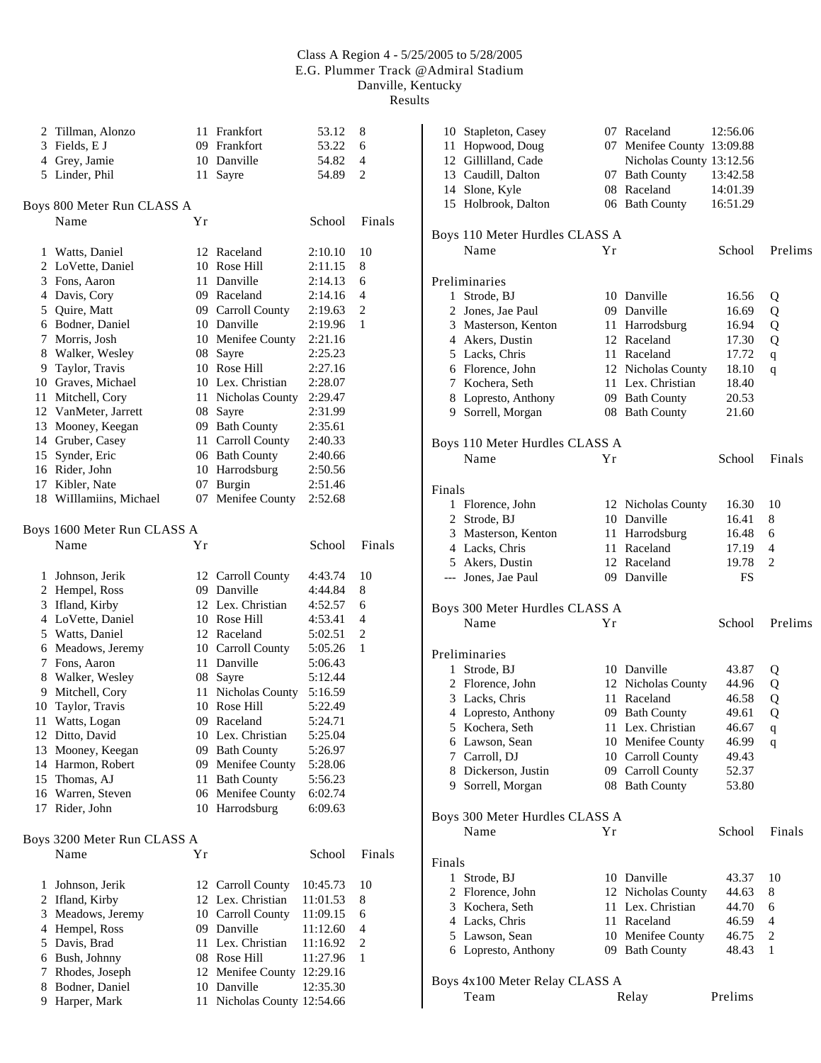# Class A Region 4 - 5/25/2005 to 5/28/2005
## E.G. Plummer Track @Admiral Stadium
## Danville, Kentucky
## Results

| | Name | Yr | School | Finals | Points |
|---|---|---|---|---|---|
| 2 | Tillman, Alonzo | 11 | Frankfort | 53.12 | 8 |
| 3 | Fields, E J | 09 | Frankfort | 53.22 | 6 |
| 4 | Grey, Jamie | 10 | Danville | 54.82 | 4 |
| 5 | Linder, Phil | 11 | Sayre | 54.89 | 2 |

### Boys 800 Meter Run CLASS A

| | Name | Yr | School | Finals | |
|---|---|---|---|---|---|
| 1 | Watts, Daniel | 12 | Raceland | 2:10.10 | 10 |
| 2 | LoVette, Daniel | 10 | Rose Hill | 2:11.15 | 8 |
| 3 | Fons, Aaron | 11 | Danville | 2:14.13 | 6 |
| 4 | Davis, Cory | 09 | Raceland | 2:14.16 | 4 |
| 5 | Quire, Matt | 09 | Carroll County | 2:19.63 | 2 |
| 6 | Bodner, Daniel | 10 | Danville | 2:19.96 | 1 |
| 7 | Morris, Josh | 10 | Menifee County | 2:21.16 | |
| 8 | Walker, Wesley | 08 | Sayre | 2:25.23 | |
| 9 | Taylor, Travis | 10 | Rose Hill | 2:27.16 | |
| 10 | Graves, Michael | 10 | Lex. Christian | 2:28.07 | |
| 11 | Mitchell, Cory | 11 | Nicholas County | 2:29.47 | |
| 12 | VanMeter, Jarrett | 08 | Sayre | 2:31.99 | |
| 13 | Mooney, Keegan | 09 | Bath County | 2:35.61 | |
| 14 | Gruber, Casey | 11 | Carroll County | 2:40.33 | |
| 15 | Synder, Eric | 06 | Bath County | 2:40.66 | |
| 16 | Rider, John | 10 | Harrodsburg | 2:50.56 | |
| 17 | Kibler, Nate | 07 | Burgin | 2:51.46 | |
| 18 | WIllamiins, Michael | 07 | Menifee County | 2:52.68 | |

### Boys 1600 Meter Run CLASS A

| | Name | Yr | School | Finals | |
|---|---|---|---|---|---|
| 1 | Johnson, Jerik | 12 | Carroll County | 4:43.74 | 10 |
| 2 | Hempel, Ross | 09 | Danville | 4:44.84 | 8 |
| 3 | Ifland, Kirby | 12 | Lex. Christian | 4:52.57 | 6 |
| 4 | LoVette, Daniel | 10 | Rose Hill | 4:53.41 | 4 |
| 5 | Watts, Daniel | 12 | Raceland | 5:02.51 | 2 |
| 6 | Meadows, Jeremy | 10 | Carroll County | 5:05.26 | 1 |
| 7 | Fons, Aaron | 11 | Danville | 5:06.43 | |
| 8 | Walker, Wesley | 08 | Sayre | 5:12.44 | |
| 9 | Mitchell, Cory | 11 | Nicholas County | 5:16.59 | |
| 10 | Taylor, Travis | 10 | Rose Hill | 5:22.49 | |
| 11 | Watts, Logan | 09 | Raceland | 5:24.71 | |
| 12 | Ditto, David | 10 | Lex. Christian | 5:25.04 | |
| 13 | Mooney, Keegan | 09 | Bath County | 5:26.97 | |
| 14 | Harmon, Robert | 09 | Menifee County | 5:28.06 | |
| 15 | Thomas, AJ | 11 | Bath County | 5:56.23 | |
| 16 | Warren, Steven | 06 | Menifee County | 6:02.74 | |
| 17 | Rider, John | 10 | Harrodsburg | 6:09.63 | |

### Boys 3200 Meter Run CLASS A

| | Name | Yr | School | Finals | |
|---|---|---|---|---|---|
| 1 | Johnson, Jerik | 12 | Carroll County | 10:45.73 | 10 |
| 2 | Ifland, Kirby | 12 | Lex. Christian | 11:01.53 | 8 |
| 3 | Meadows, Jeremy | 10 | Carroll County | 11:09.15 | 6 |
| 4 | Hempel, Ross | 09 | Danville | 11:12.60 | 4 |
| 5 | Davis, Brad | 11 | Lex. Christian | 11:16.92 | 2 |
| 6 | Bush, Johnny | 08 | Rose Hill | 11:27.96 | 1 |
| 7 | Rhodes, Joseph | 12 | Menifee County | 12:29.16 | |
| 8 | Bodner, Daniel | 10 | Danville | 12:35.30 | |
| 9 | Harper, Mark | 11 | Nicholas County | 12:54.66 | |
| 10 | Stapleton, Casey | 07 | Raceland | 12:56.06 | |
| 11 | Hopwood, Doug | 07 | Menifee County | 13:09.88 | |
| 12 | Gillilland, Cade | | Nicholas County | 13:12.56 | |
| 13 | Caudill, Dalton | 07 | Bath County | 13:42.58 | |
| 14 | Slone, Kyle | 08 | Raceland | 14:01.39 | |
| 15 | Holbrook, Dalton | 06 | Bath County | 16:51.29 | |

### Boys 110 Meter Hurdles CLASS A

**Preliminaries**

| | Name | Yr | School | Prelims | |
|---|---|---|---|---|---|
| 1 | Strode, BJ | 10 | Danville | 16.56 | Q |
| 2 | Jones, Jae Paul | 09 | Danville | 16.69 | Q |
| 3 | Masterson, Kenton | 11 | Harrodsburg | 16.94 | Q |
| 4 | Akers, Dustin | 12 | Raceland | 17.30 | Q |
| 5 | Lacks, Chris | 11 | Raceland | 17.72 | q |
| 6 | Florence, John | 12 | Nicholas County | 18.10 | q |
| 7 | Kochera, Seth | 11 | Lex. Christian | 18.40 | |
| 8 | Lopresto, Anthony | 09 | Bath County | 20.53 | |
| 9 | Sorrell, Morgan | 08 | Bath County | 21.60 | |

### Boys 110 Meter Hurdles CLASS A

**Finals**

| | Name | Yr | School | Finals | |
|---|---|---|---|---|---|
| 1 | Florence, John | 12 | Nicholas County | 16.30 | 10 |
| 2 | Strode, BJ | 10 | Danville | 16.41 | 8 |
| 3 | Masterson, Kenton | 11 | Harrodsburg | 16.48 | 6 |
| 4 | Lacks, Chris | 11 | Raceland | 17.19 | 4 |
| 5 | Akers, Dustin | 12 | Raceland | 19.78 | 2 |
| --- | Jones, Jae Paul | 09 | Danville | FS | |

### Boys 300 Meter Hurdles CLASS A

**Preliminaries**

| | Name | Yr | School | Prelims | |
|---|---|---|---|---|---|
| 1 | Strode, BJ | 10 | Danville | 43.87 | Q |
| 2 | Florence, John | 12 | Nicholas County | 44.96 | Q |
| 3 | Lacks, Chris | 11 | Raceland | 46.58 | Q |
| 4 | Lopresto, Anthony | 09 | Bath County | 49.61 | Q |
| 5 | Kochera, Seth | 11 | Lex. Christian | 46.67 | q |
| 6 | Lawson, Sean | 10 | Menifee County | 46.99 | q |
| 7 | Carroll, DJ | 10 | Carroll County | 49.43 | |
| 8 | Dickerson, Justin | 09 | Carroll County | 52.37 | |
| 9 | Sorrell, Morgan | 08 | Bath County | 53.80 | |

### Boys 300 Meter Hurdles CLASS A

**Finals**

| | Name | Yr | School | Finals | |
|---|---|---|---|---|---|
| 1 | Strode, BJ | 10 | Danville | 43.37 | 10 |
| 2 | Florence, John | 12 | Nicholas County | 44.63 | 8 |
| 3 | Kochera, Seth | 11 | Lex. Christian | 44.70 | 6 |
| 4 | Lacks, Chris | 11 | Raceland | 46.59 | 4 |
| 5 | Lawson, Sean | 10 | Menifee County | 46.75 | 2 |
| 6 | Lopresto, Anthony | 09 | Bath County | 48.43 | 1 |

### Boys 4x100 Meter Relay CLASS A

| Team | Relay | Prelims |
|---|---|---|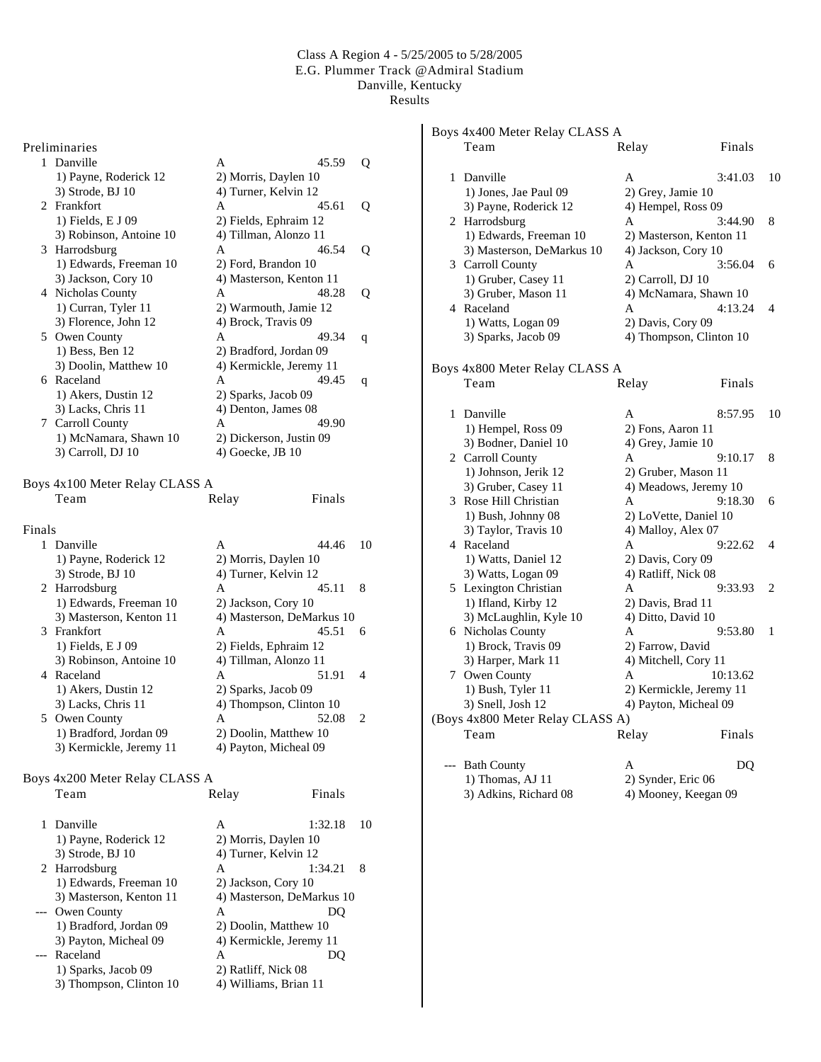Class A Region 4 - 5/25/2005 to 5/28/2005
E.G. Plummer Track @Admiral Stadium
Danville, Kentucky
Results

Preliminaries

| | Team | Relay | Prelims | |
|---|---|---|---|---|
| 1 | Danville | A | 45.59 | Q |
| | 1) Payne, Roderick 12 | 2) Morris, Daylen 10 | | |
| | 3) Strode, BJ 10 | 4) Turner, Kelvin 12 | | |
| 2 | Frankfort | A | 45.61 | Q |
| | 1) Fields, E J 09 | 2) Fields, Ephraim 12 | | |
| | 3) Robinson, Antoine 10 | 4) Tillman, Alonzo 11 | | |
| 3 | Harrodsburg | A | 46.54 | Q |
| | 1) Edwards, Freeman 10 | 2) Ford, Brandon 10 | | |
| | 3) Jackson, Cory 10 | 4) Masterson, Kenton 11 | | |
| 4 | Nicholas County | A | 48.28 | Q |
| | 1) Curran, Tyler 11 | 2) Warmouth, Jamie 12 | | |
| | 3) Florence, John 12 | 4) Brock, Travis 09 | | |
| 5 | Owen County | A | 49.34 | q |
| | 1) Bess, Ben 12 | 2) Bradford, Jordan 09 | | |
| | 3) Doolin, Matthew 10 | 4) Kermickle, Jeremy 11 | | |
| 6 | Raceland | A | 49.45 | q |
| | 1) Akers, Dustin 12 | 2) Sparks, Jacob 09 | | |
| | 3) Lacks, Chris 11 | 4) Denton, James 08 | | |
| 7 | Carroll County | A | 49.90 | |
| | 1) McNamara, Shawn 10 | 2) Dickerson, Justin 09 | | |
| | 3) Carroll, DJ 10 | 4) Goecke, JB 10 | | |

## Boys 4x100 Meter Relay CLASS A

Finals

| | Team | Relay | Finals | |
|---|---|---|---|---|
| 1 | Danville | A | 44.46 | 10 |
| | 1) Payne, Roderick 12 | 2) Morris, Daylen 10 | | |
| | 3) Strode, BJ 10 | 4) Turner, Kelvin 12 | | |
| 2 | Harrodsburg | A | 45.11 | 8 |
| | 1) Edwards, Freeman 10 | 2) Jackson, Cory 10 | | |
| | 3) Masterson, Kenton 11 | 4) Masterson, DeMarkus 10 | | |
| 3 | Frankfort | A | 45.51 | 6 |
| | 1) Fields, E J 09 | 2) Fields, Ephraim 12 | | |
| | 3) Robinson, Antoine 10 | 4) Tillman, Alonzo 11 | | |
| 4 | Raceland | A | 51.91 | 4 |
| | 1) Akers, Dustin 12 | 2) Sparks, Jacob 09 | | |
| | 3) Lacks, Chris 11 | 4) Thompson, Clinton 10 | | |
| 5 | Owen County | A | 52.08 | 2 |
| | 1) Bradford, Jordan 09 | 2) Doolin, Matthew 10 | | |
| | 3) Kermickle, Jeremy 11 | 4) Payton, Micheal 09 | | |

## Boys 4x200 Meter Relay CLASS A

| | Team | Relay | Finals | |
|---|---|---|---|---|
| 1 | Danville | A | 1:32.18 | 10 |
| | 1) Payne, Roderick 12 | 2) Morris, Daylen 10 | | |
| | 3) Strode, BJ 10 | 4) Turner, Kelvin 12 | | |
| 2 | Harrodsburg | A | 1:34.21 | 8 |
| | 1) Edwards, Freeman 10 | 2) Jackson, Cory 10 | | |
| | 3) Masterson, Kenton 11 | 4) Masterson, DeMarkus 10 | | |
| --- | Owen County | A | DQ | |
| | 1) Bradford, Jordan 09 | 2) Doolin, Matthew 10 | | |
| | 3) Payton, Micheal 09 | 4) Kermickle, Jeremy 11 | | |
| --- | Raceland | A | DQ | |
| | 1) Sparks, Jacob 09 | 2) Ratliff, Nick 08 | | |
| | 3) Thompson, Clinton 10 | 4) Williams, Brian 11 | | |

## Boys 4x400 Meter Relay CLASS A

| | Team | Relay | Finals | |
|---|---|---|---|---|
| 1 | Danville | A | 3:41.03 | 10 |
| | 1) Jones, Jae Paul 09 | 2) Grey, Jamie 10 | | |
| | 3) Payne, Roderick 12 | 4) Hempel, Ross 09 | | |
| 2 | Harrodsburg | A | 3:44.90 | 8 |
| | 1) Edwards, Freeman 10 | 2) Masterson, Kenton 11 | | |
| | 3) Masterson, DeMarkus 10 | 4) Jackson, Cory 10 | | |
| 3 | Carroll County | A | 3:56.04 | 6 |
| | 1) Gruber, Casey 11 | 2) Carroll, DJ 10 | | |
| | 3) Gruber, Mason 11 | 4) McNamara, Shawn 10 | | |
| 4 | Raceland | A | 4:13.24 | 4 |
| | 1) Watts, Logan 09 | 2) Davis, Cory 09 | | |
| | 3) Sparks, Jacob 09 | 4) Thompson, Clinton 10 | | |

## Boys 4x800 Meter Relay CLASS A

| | Team | Relay | Finals | |
|---|---|---|---|---|
| 1 | Danville | A | 8:57.95 | 10 |
| | 1) Hempel, Ross 09 | 2) Fons, Aaron 11 | | |
| | 3) Bodner, Daniel 10 | 4) Grey, Jamie 10 | | |
| 2 | Carroll County | A | 9:10.17 | 8 |
| | 1) Johnson, Jerik 12 | 2) Gruber, Mason 11 | | |
| | 3) Gruber, Casey 11 | 4) Meadows, Jeremy 10 | | |
| 3 | Rose Hill Christian | A | 9:18.30 | 6 |
| | 1) Bush, Johnny 08 | 2) LoVette, Daniel 10 | | |
| | 3) Taylor, Travis 10 | 4) Malloy, Alex 07 | | |
| 4 | Raceland | A | 9:22.62 | 4 |
| | 1) Watts, Daniel 12 | 2) Davis, Cory 09 | | |
| | 3) Watts, Logan 09 | 4) Ratliff, Nick 08 | | |
| 5 | Lexington Christian | A | 9:33.93 | 2 |
| | 1) Ifland, Kirby 12 | 2) Davis, Brad 11 | | |
| | 3) McLaughlin, Kyle 10 | 4) Ditto, David 10 | | |
| 6 | Nicholas County | A | 9:53.80 | 1 |
| | 1) Brock, Travis 09 | 2) Farrow, David | | |
| | 3) Harper, Mark 11 | 4) Mitchell, Cory 11 | | |
| 7 | Owen County | A | 10:13.62 | |
| | 1) Bush, Tyler 11 | 2) Kermickle, Jeremy 11 | | |
| | 3) Snell, Josh 12 | 4) Payton, Micheal 09 | | |

(Boys 4x800 Meter Relay CLASS A)

| | Team | Relay | Finals |
|---|---|---|---|
| --- | Bath County | A | DQ |
| | 1) Thomas, AJ 11 | 2) Synder, Eric 06 | |
| | 3) Adkins, Richard 08 | 4) Mooney, Keegan 09 | |